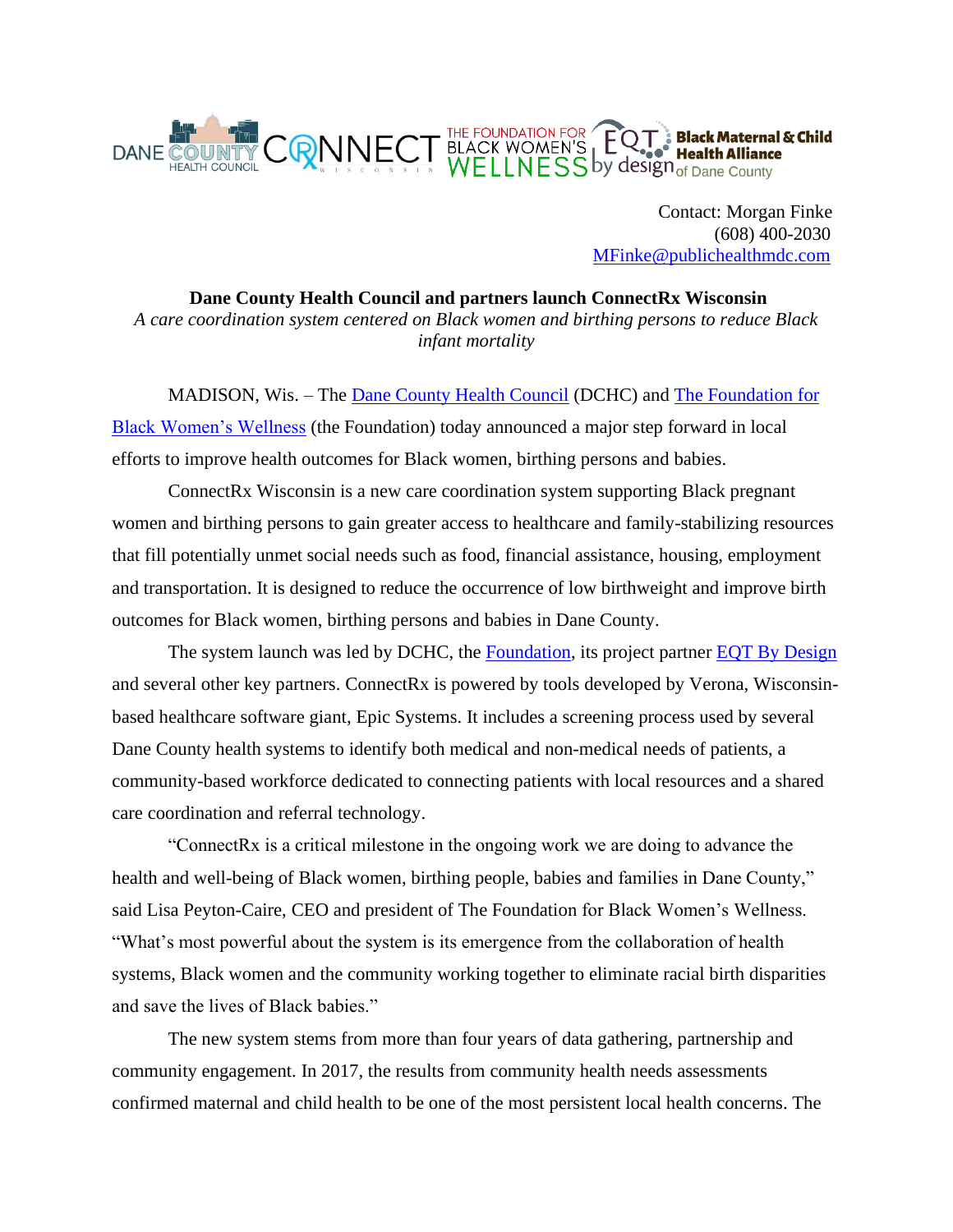Contact: Morgan Finke
(608) 400-2030
MFinke@publichealthmdc.com

**Dane County Health Council and partners launch ConnectRx Wisconsin**

*A care coordination system centered on Black women and birthing persons to reduce Black infant mortality*

MADISON, Wis. – The Dane County Health Council (DCHC) and The Foundation for Black Women's Wellness (the Foundation) today announced a major step forward in local efforts to improve health outcomes for Black women, birthing persons and babies.

ConnectRx Wisconsin is a new care coordination system supporting Black pregnant women and birthing persons to gain greater access to healthcare and family-stabilizing resources that fill potentially unmet social needs such as food, financial assistance, housing, employment and transportation. It is designed to reduce the occurrence of low birthweight and improve birth outcomes for Black women, birthing persons and babies in Dane County.

The system launch was led by DCHC, the Foundation, its project partner EQT By Design and several other key partners. ConnectRx is powered by tools developed by Verona, Wisconsin-based healthcare software giant, Epic Systems. It includes a screening process used by several Dane County health systems to identify both medical and non-medical needs of patients, a community-based workforce dedicated to connecting patients with local resources and a shared care coordination and referral technology.

"ConnectRx is a critical milestone in the ongoing work we are doing to advance the health and well-being of Black women, birthing people, babies and families in Dane County," said Lisa Peyton-Caire, CEO and president of The Foundation for Black Women's Wellness. "What's most powerful about the system is its emergence from the collaboration of health systems, Black women and the community working together to eliminate racial birth disparities and save the lives of Black babies."

The new system stems from more than four years of data gathering, partnership and community engagement. In 2017, the results from community health needs assessments confirmed maternal and child health to be one of the most persistent local health concerns. The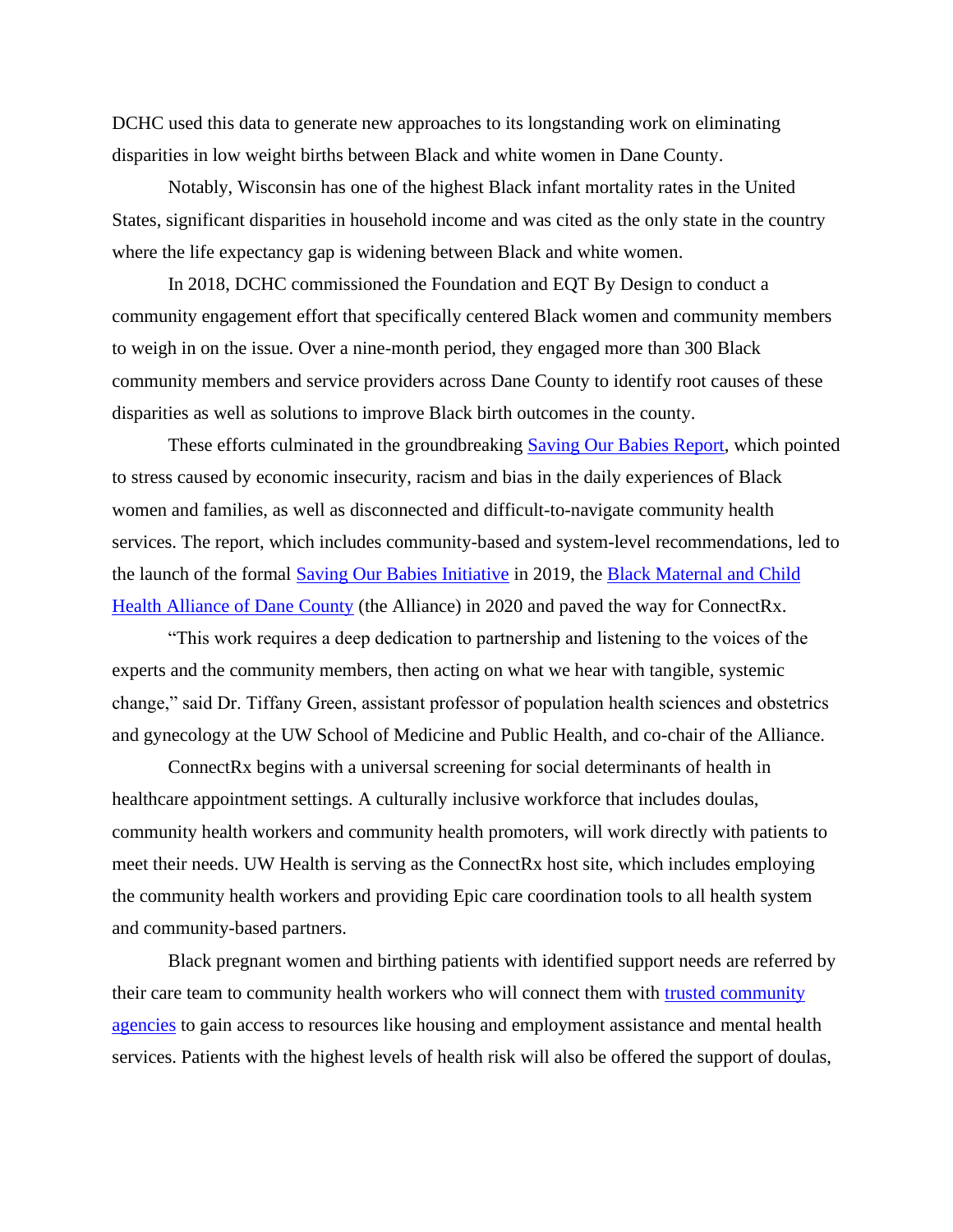DCHC used this data to generate new approaches to its longstanding work on eliminating disparities in low weight births between Black and white women in Dane County.

Notably, Wisconsin has one of the highest Black infant mortality rates in the United States, significant disparities in household income and was cited as the only state in the country where the life expectancy gap is widening between Black and white women.

In 2018, DCHC commissioned the Foundation and EQT By Design to conduct a community engagement effort that specifically centered Black women and community members to weigh in on the issue. Over a nine-month period, they engaged more than 300 Black community members and service providers across Dane County to identify root causes of these disparities as well as solutions to improve Black birth outcomes in the county.

These efforts culminated in the groundbreaking Saving Our Babies Report, which pointed to stress caused by economic insecurity, racism and bias in the daily experiences of Black women and families, as well as disconnected and difficult-to-navigate community health services. The report, which includes community-based and system-level recommendations, led to the launch of the formal Saving Our Babies Initiative in 2019, the Black Maternal and Child Health Alliance of Dane County (the Alliance) in 2020 and paved the way for ConnectRx.

"This work requires a deep dedication to partnership and listening to the voices of the experts and the community members, then acting on what we hear with tangible, systemic change," said Dr. Tiffany Green, assistant professor of population health sciences and obstetrics and gynecology at the UW School of Medicine and Public Health, and co-chair of the Alliance.

ConnectRx begins with a universal screening for social determinants of health in healthcare appointment settings. A culturally inclusive workforce that includes doulas, community health workers and community health promoters, will work directly with patients to meet their needs. UW Health is serving as the ConnectRx host site, which includes employing the community health workers and providing Epic care coordination tools to all health system and community-based partners.

Black pregnant women and birthing patients with identified support needs are referred by their care team to community health workers who will connect them with trusted community agencies to gain access to resources like housing and employment assistance and mental health services. Patients with the highest levels of health risk will also be offered the support of doulas,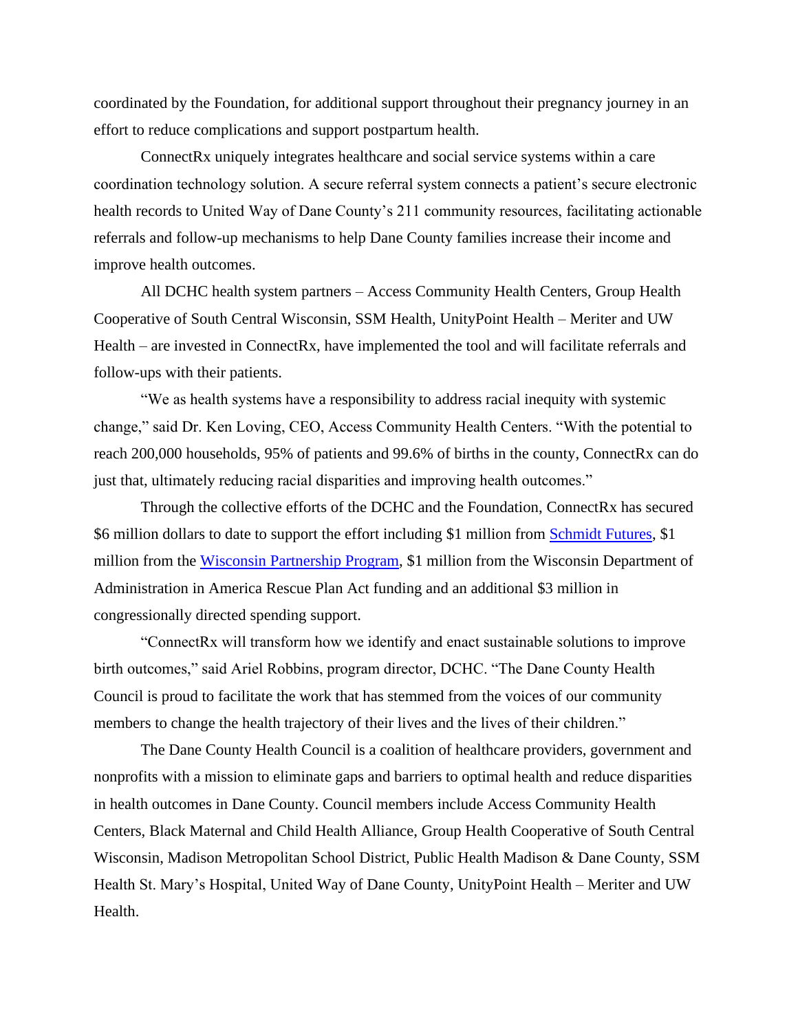coordinated by the Foundation, for additional support throughout their pregnancy journey in an effort to reduce complications and support postpartum health.

ConnectRx uniquely integrates healthcare and social service systems within a care coordination technology solution. A secure referral system connects a patient's secure electronic health records to United Way of Dane County's 211 community resources, facilitating actionable referrals and follow-up mechanisms to help Dane County families increase their income and improve health outcomes.

All DCHC health system partners – Access Community Health Centers, Group Health Cooperative of South Central Wisconsin, SSM Health, UnityPoint Health – Meriter and UW Health – are invested in ConnectRx, have implemented the tool and will facilitate referrals and follow-ups with their patients.

"We as health systems have a responsibility to address racial inequity with systemic change," said Dr. Ken Loving, CEO, Access Community Health Centers. "With the potential to reach 200,000 households, 95% of patients and 99.6% of births in the county, ConnectRx can do just that, ultimately reducing racial disparities and improving health outcomes."

Through the collective efforts of the DCHC and the Foundation, ConnectRx has secured $6 million dollars to date to support the effort including $1 million from [Schmidt Futures](), $1 million from the [Wisconsin Partnership Program](), $1 million from the Wisconsin Department of Administration in America Rescue Plan Act funding and an additional $3 million in congressionally directed spending support.

"ConnectRx will transform how we identify and enact sustainable solutions to improve birth outcomes," said Ariel Robbins, program director, DCHC. "The Dane County Health Council is proud to facilitate the work that has stemmed from the voices of our community members to change the health trajectory of their lives and the lives of their children."

The Dane County Health Council is a coalition of healthcare providers, government and nonprofits with a mission to eliminate gaps and barriers to optimal health and reduce disparities in health outcomes in Dane County. Council members include Access Community Health Centers, Black Maternal and Child Health Alliance, Group Health Cooperative of South Central Wisconsin, Madison Metropolitan School District, Public Health Madison & Dane County, SSM Health St. Mary's Hospital, United Way of Dane County, UnityPoint Health – Meriter and UW Health.